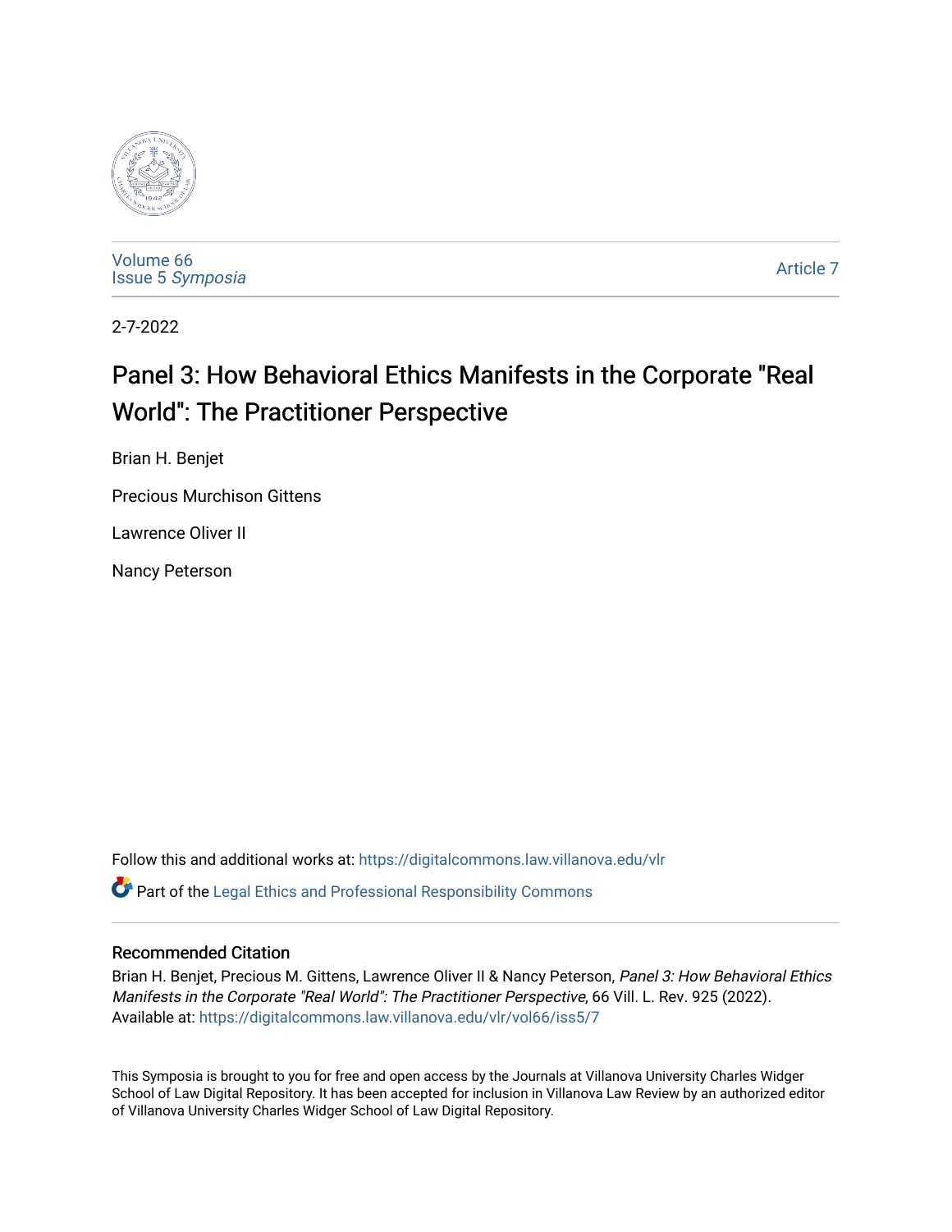Volume 66
Issue 5 *Symposia*

Article 7

2-7-2022

# Panel 3: How Behavioral Ethics Manifests in the Corporate "Real World": The Practitioner Perspective

Brian H. Benjet

Precious Murchison Gittens

Lawrence Oliver II

Nancy Peterson

Follow this and additional works at: https://digitalcommons.law.villanova.edu/vlr

Part of the Legal Ethics and Professional Responsibility Commons

## Recommended Citation

Brian H. Benjet, Precious M. Gittens, Lawrence Oliver II & Nancy Peterson, *Panel 3: How Behavioral Ethics Manifests in the Corporate "Real World": The Practitioner Perspective*, 66 Vill. L. Rev. 925 (2022).
Available at: https://digitalcommons.law.villanova.edu/vlr/vol66/iss5/7

This Symposia is brought to you for free and open access by the Journals at Villanova University Charles Widger School of Law Digital Repository. It has been accepted for inclusion in Villanova Law Review by an authorized editor of Villanova University Charles Widger School of Law Digital Repository.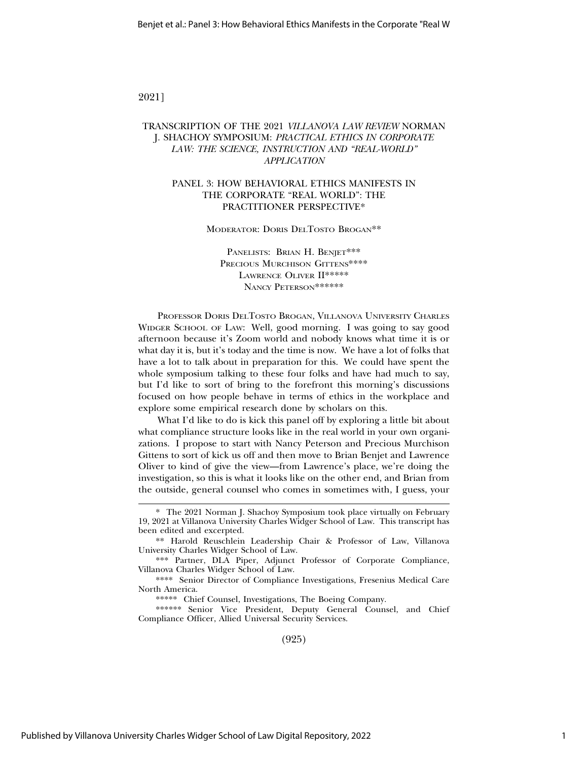# TRANSCRIPTION OF THE 2021 *VILLANOVA LAW REVIEW* NORMAN J. SHACHOY SYMPOSIUM: *PRACTICAL ETHICS IN CORPORATE LAW: THE SCIENCE, INSTRUCTION AND "REAL-WORLD" APPLICATION*

## PANEL 3: HOW BEHAVIORAL ETHICS MANIFESTS IN THE CORPORATE "REAL WORLD": THE PRACTITIONER PERSPECTIVE*

MODERATOR: DORIS DELTOSTO BROGAN**

PANELISTS: BRIAN H. BENJET***
PRECIOUS MURCHISON GITTENS****
LAWRENCE OLIVER II*****
NANCY PETERSON******

PROFESSOR DORIS DELTOSTO BROGAN, VILLANOVA UNIVERSITY CHARLES WIDGER SCHOOL OF LAW: Well, good morning. I was going to say good afternoon because it's Zoom world and nobody knows what time it is or what day it is, but it's today and the time is now. We have a lot of folks that have a lot to talk about in preparation for this. We could have spent the whole symposium talking to these four folks and have had much to say, but I'd like to sort of bring to the forefront this morning's discussions focused on how people behave in terms of ethics in the workplace and explore some empirical research done by scholars on this.

What I'd like to do is kick this panel off by exploring a little bit about what compliance structure looks like in the real world in your own organizations. I propose to start with Nancy Peterson and Precious Murchison Gittens to sort of kick us off and then move to Brian Benjet and Lawrence Oliver to kind of give the view—from Lawrence's place, we're doing the investigation, so this is what it looks like on the other end, and Brian from the outside, general counsel who comes in sometimes with, I guess, your

---

\* The 2021 Norman J. Shachoy Symposium took place virtually on February 19, 2021 at Villanova University Charles Widger School of Law. This transcript has been edited and excerpted.

\** Harold Reuschlein Leadership Chair & Professor of Law, Villanova University Charles Widger School of Law.

\*** Partner, DLA Piper, Adjunct Professor of Corporate Compliance, Villanova Charles Widger School of Law.

\**** Senior Director of Compliance Investigations, Fresenius Medical Care North America.

\***** Chief Counsel, Investigations, The Boeing Company.

\****** Senior Vice President, Deputy General Counsel, and Chief Compliance Officer, Allied Universal Security Services.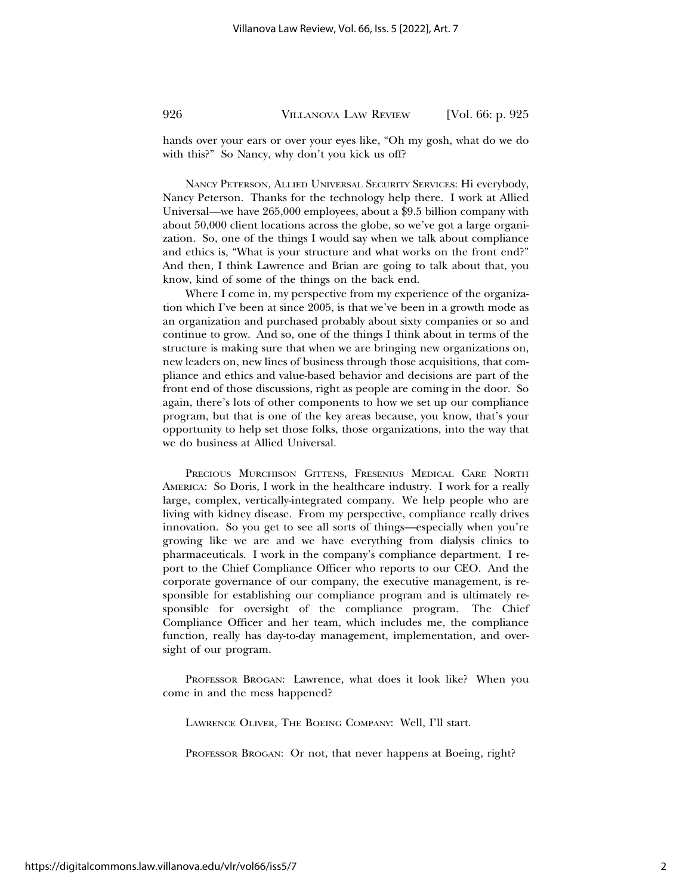hands over your ears or over your eyes like, "Oh my gosh, what do we do with this?" So Nancy, why don't you kick us off?

NANCY PETERSON, ALLIED UNIVERSAL SECURITY SERVICES: Hi everybody, Nancy Peterson. Thanks for the technology help there. I work at Allied Universal—we have 265,000 employees, about a $9.5 billion company with about 50,000 client locations across the globe, so we've got a large organization. So, one of the things I would say when we talk about compliance and ethics is, "What is your structure and what works on the front end?" And then, I think Lawrence and Brian are going to talk about that, you know, kind of some of the things on the back end.

Where I come in, my perspective from my experience of the organization which I've been at since 2005, is that we've been in a growth mode as an organization and purchased probably about sixty companies or so and continue to grow. And so, one of the things I think about in terms of the structure is making sure that when we are bringing new organizations on, new leaders on, new lines of business through those acquisitions, that compliance and ethics and value-based behavior and decisions are part of the front end of those discussions, right as people are coming in the door. So again, there's lots of other components to how we set up our compliance program, but that is one of the key areas because, you know, that's your opportunity to help set those folks, those organizations, into the way that we do business at Allied Universal.

PRECIOUS MURCHISON GITTENS, FRESENIUS MEDICAL CARE NORTH AMERICA: So Doris, I work in the healthcare industry. I work for a really large, complex, vertically-integrated company. We help people who are living with kidney disease. From my perspective, compliance really drives innovation. So you get to see all sorts of things—especially when you're growing like we are and we have everything from dialysis clinics to pharmaceuticals. I work in the company's compliance department. I report to the Chief Compliance Officer who reports to our CEO. And the corporate governance of our company, the executive management, is responsible for establishing our compliance program and is ultimately responsible for oversight of the compliance program. The Chief Compliance Officer and her team, which includes me, the compliance function, really has day-to-day management, implementation, and oversight of our program.

PROFESSOR BROGAN: Lawrence, what does it look like? When you come in and the mess happened?

LAWRENCE OLIVER, THE BOEING COMPANY: Well, I'll start.

PROFESSOR BROGAN: Or not, that never happens at Boeing, right?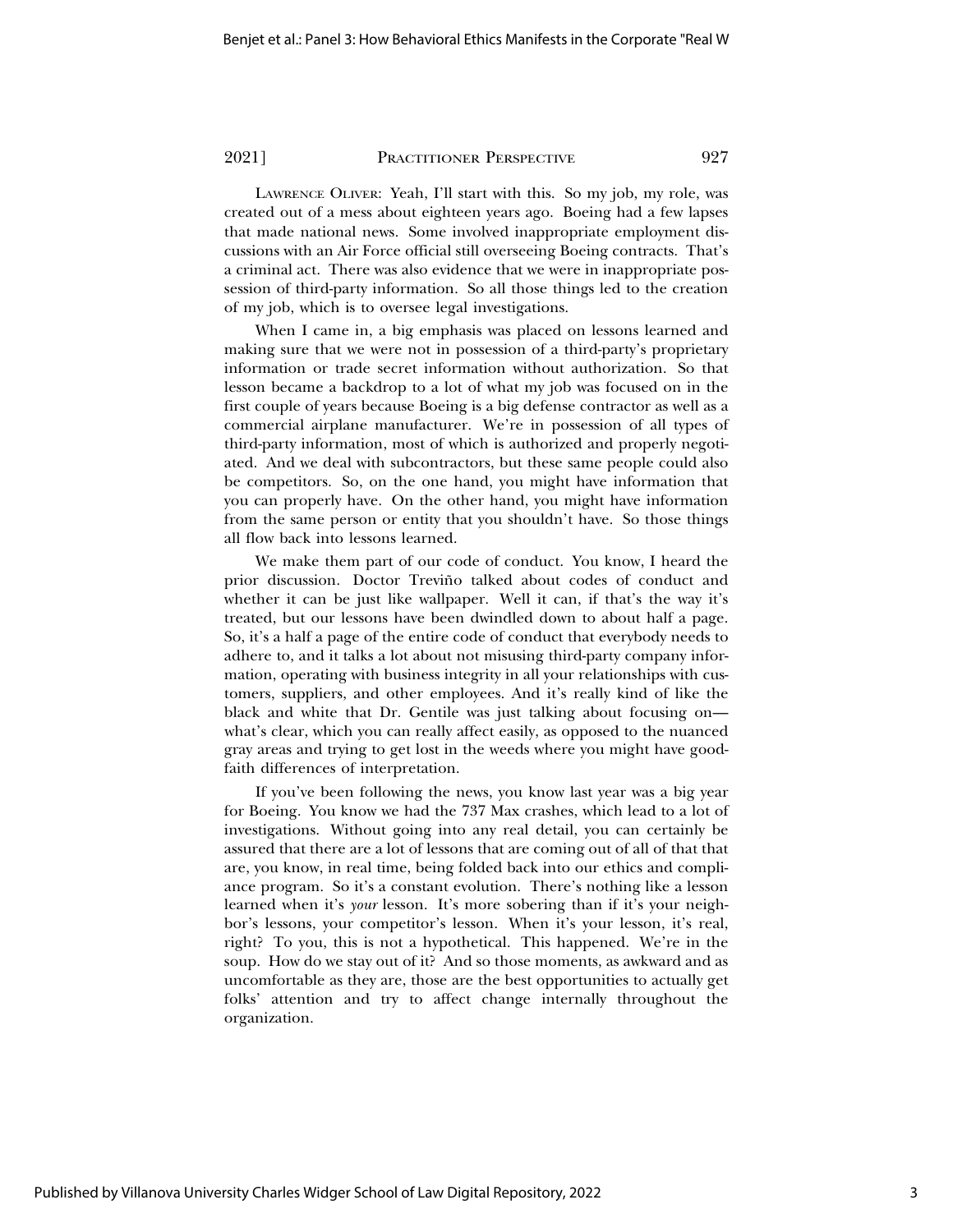LAWRENCE OLIVER: Yeah, I'll start with this. So my job, my role, was created out of a mess about eighteen years ago. Boeing had a few lapses that made national news. Some involved inappropriate employment discussions with an Air Force official still overseeing Boeing contracts. That's a criminal act. There was also evidence that we were in inappropriate possession of third-party information. So all those things led to the creation of my job, which is to oversee legal investigations.

When I came in, a big emphasis was placed on lessons learned and making sure that we were not in possession of a third-party's proprietary information or trade secret information without authorization. So that lesson became a backdrop to a lot of what my job was focused on in the first couple of years because Boeing is a big defense contractor as well as a commercial airplane manufacturer. We're in possession of all types of third-party information, most of which is authorized and properly negotiated. And we deal with subcontractors, but these same people could also be competitors. So, on the one hand, you might have information that you can properly have. On the other hand, you might have information from the same person or entity that you shouldn't have. So those things all flow back into lessons learned.

We make them part of our code of conduct. You know, I heard the prior discussion. Doctor Treviño talked about codes of conduct and whether it can be just like wallpaper. Well it can, if that's the way it's treated, but our lessons have been dwindled down to about half a page. So, it's a half a page of the entire code of conduct that everybody needs to adhere to, and it talks a lot about not misusing third-party company information, operating with business integrity in all your relationships with customers, suppliers, and other employees. And it's really kind of like the black and white that Dr. Gentile was just talking about focusing on—what's clear, which you can really affect easily, as opposed to the nuanced gray areas and trying to get lost in the weeds where you might have good-faith differences of interpretation.

If you've been following the news, you know last year was a big year for Boeing. You know we had the 737 Max crashes, which lead to a lot of investigations. Without going into any real detail, you can certainly be assured that there are a lot of lessons that are coming out of all of that that are, you know, in real time, being folded back into our ethics and compliance program. So it's a constant evolution. There's nothing like a lesson learned when it's *your* lesson. It's more sobering than if it's your neighbor's lessons, your competitor's lesson. When it's your lesson, it's real, right? To you, this is not a hypothetical. This happened. We're in the soup. How do we stay out of it? And so those moments, as awkward and as uncomfortable as they are, those are the best opportunities to actually get folks' attention and try to affect change internally throughout the organization.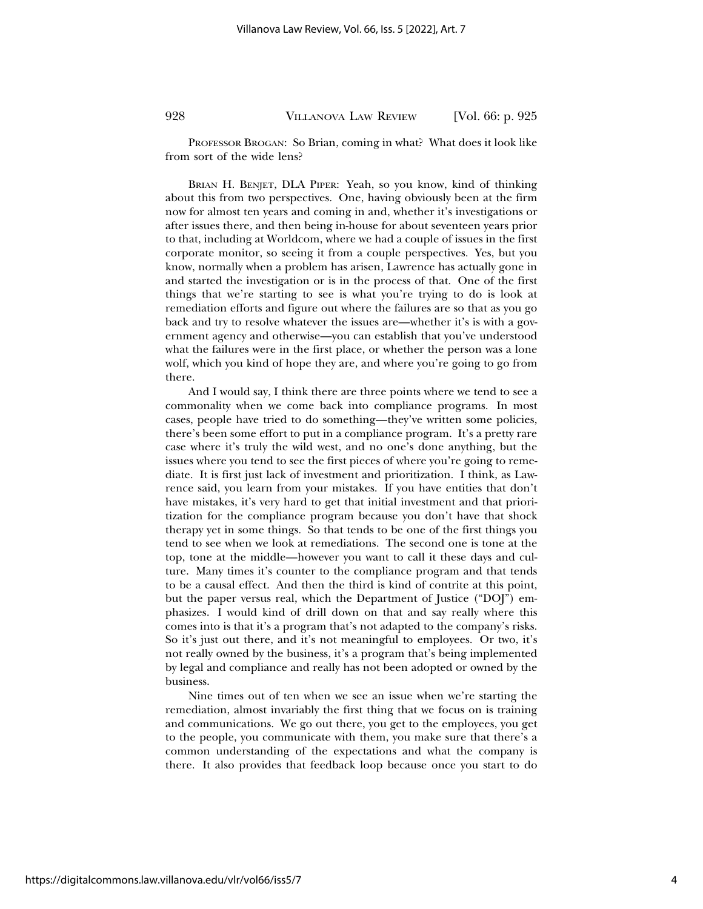PROFESSOR BROGAN: So Brian, coming in what? What does it look like from sort of the wide lens?

BRIAN H. BENJET, DLA PIPER: Yeah, so you know, kind of thinking about this from two perspectives. One, having obviously been at the firm now for almost ten years and coming in and, whether it's investigations or after issues there, and then being in-house for about seventeen years prior to that, including at Worldcom, where we had a couple of issues in the first corporate monitor, so seeing it from a couple perspectives. Yes, but you know, normally when a problem has arisen, Lawrence has actually gone in and started the investigation or is in the process of that. One of the first things that we're starting to see is what you're trying to do is look at remediation efforts and figure out where the failures are so that as you go back and try to resolve whatever the issues are—whether it's is with a government agency and otherwise—you can establish that you've understood what the failures were in the first place, or whether the person was a lone wolf, which you kind of hope they are, and where you're going to go from there.

And I would say, I think there are three points where we tend to see a commonality when we come back into compliance programs. In most cases, people have tried to do something—they've written some policies, there's been some effort to put in a compliance program. It's a pretty rare case where it's truly the wild west, and no one's done anything, but the issues where you tend to see the first pieces of where you're going to remediate. It is first just lack of investment and prioritization. I think, as Lawrence said, you learn from your mistakes. If you have entities that don't have mistakes, it's very hard to get that initial investment and that prioritization for the compliance program because you don't have that shock therapy yet in some things. So that tends to be one of the first things you tend to see when we look at remediations. The second one is tone at the top, tone at the middle—however you want to call it these days and culture. Many times it's counter to the compliance program and that tends to be a causal effect. And then the third is kind of contrite at this point, but the paper versus real, which the Department of Justice ("DOJ") emphasizes. I would kind of drill down on that and say really where this comes into is that it's a program that's not adapted to the company's risks. So it's just out there, and it's not meaningful to employees. Or two, it's not really owned by the business, it's a program that's being implemented by legal and compliance and really has not been adopted or owned by the business.

Nine times out of ten when we see an issue when we're starting the remediation, almost invariably the first thing that we focus on is training and communications. We go out there, you get to the employees, you get to the people, you communicate with them, you make sure that there's a common understanding of the expectations and what the company is there. It also provides that feedback loop because once you start to do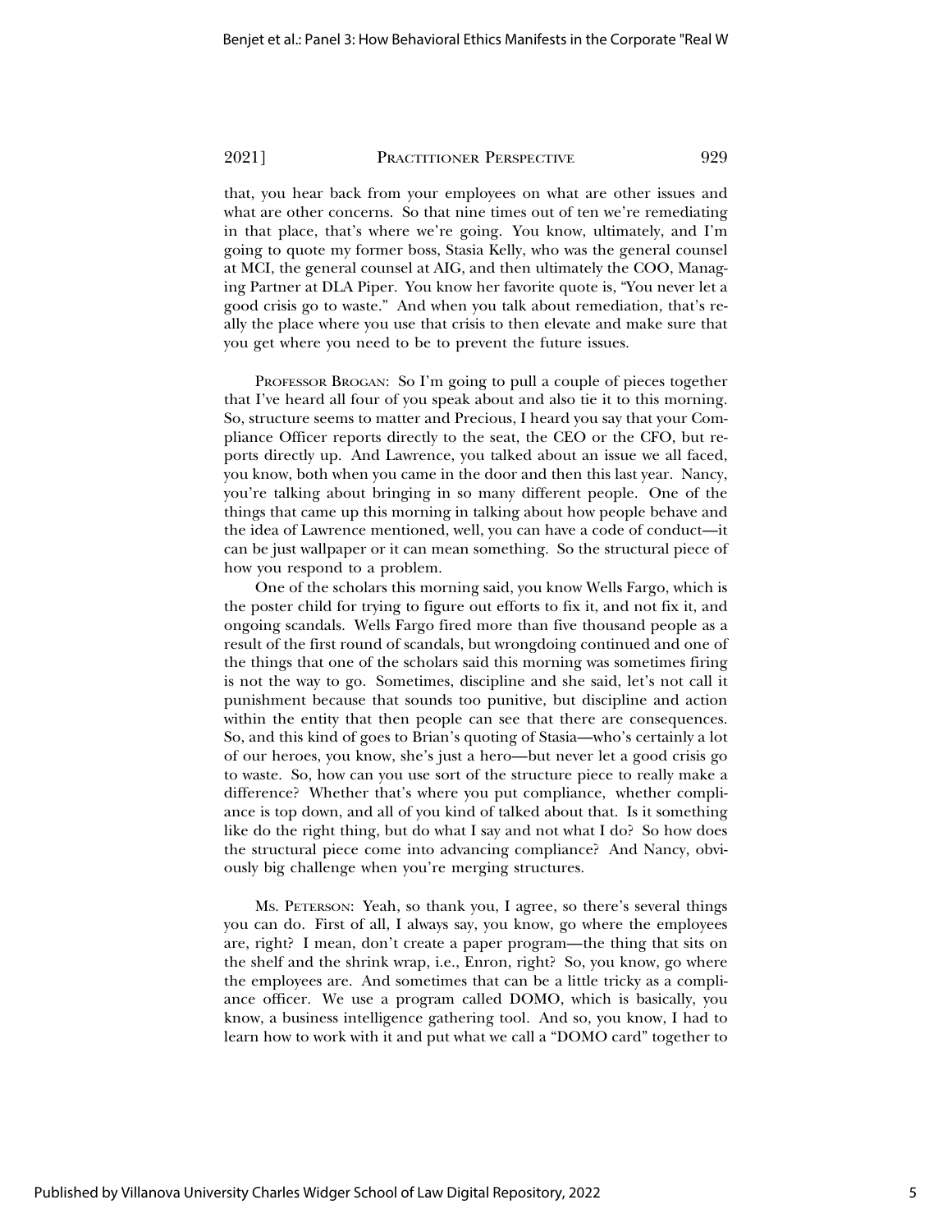that, you hear back from your employees on what are other issues and what are other concerns. So that nine times out of ten we're remediating in that place, that's where we're going. You know, ultimately, and I'm going to quote my former boss, Stasia Kelly, who was the general counsel at MCI, the general counsel at AIG, and then ultimately the COO, Managing Partner at DLA Piper. You know her favorite quote is, "You never let a good crisis go to waste." And when you talk about remediation, that's really the place where you use that crisis to then elevate and make sure that you get where you need to be to prevent the future issues.

Professor Brogan: So I'm going to pull a couple of pieces together that I've heard all four of you speak about and also tie it to this morning. So, structure seems to matter and Precious, I heard you say that your Compliance Officer reports directly to the seat, the CEO or the CFO, but reports directly up. And Lawrence, you talked about an issue we all faced, you know, both when you came in the door and then this last year. Nancy, you're talking about bringing in so many different people. One of the things that came up this morning in talking about how people behave and the idea of Lawrence mentioned, well, you can have a code of conduct—it can be just wallpaper or it can mean something. So the structural piece of how you respond to a problem.

One of the scholars this morning said, you know Wells Fargo, which is the poster child for trying to figure out efforts to fix it, and not fix it, and ongoing scandals. Wells Fargo fired more than five thousand people as a result of the first round of scandals, but wrongdoing continued and one of the things that one of the scholars said this morning was sometimes firing is not the way to go. Sometimes, discipline and she said, let's not call it punishment because that sounds too punitive, but discipline and action within the entity that then people can see that there are consequences. So, and this kind of goes to Brian's quoting of Stasia—who's certainly a lot of our heroes, you know, she's just a hero—but never let a good crisis go to waste. So, how can you use sort of the structure piece to really make a difference? Whether that's where you put compliance, whether compliance is top down, and all of you kind of talked about that. Is it something like do the right thing, but do what I say and not what I do? So how does the structural piece come into advancing compliance? And Nancy, obviously big challenge when you're merging structures.

Ms. Peterson: Yeah, so thank you, I agree, so there's several things you can do. First of all, I always say, you know, go where the employees are, right? I mean, don't create a paper program—the thing that sits on the shelf and the shrink wrap, i.e., Enron, right? So, you know, go where the employees are. And sometimes that can be a little tricky as a compliance officer. We use a program called DOMO, which is basically, you know, a business intelligence gathering tool. And so, you know, I had to learn how to work with it and put what we call a "DOMO card" together to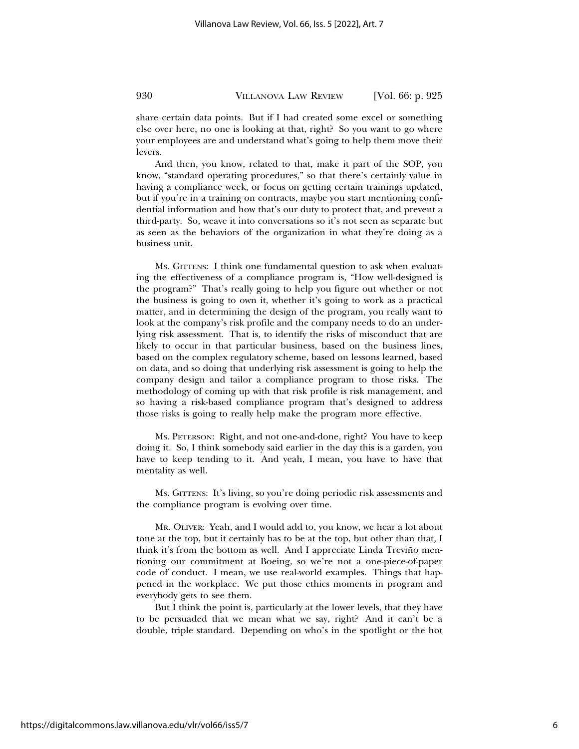share certain data points. But if I had created some excel or something else over here, no one is looking at that, right? So you want to go where your employees are and understand what's going to help them move their levers.

And then, you know, related to that, make it part of the SOP, you know, "standard operating procedures," so that there's certainly value in having a compliance week, or focus on getting certain trainings updated, but if you're in a training on contracts, maybe you start mentioning confidential information and how that's our duty to protect that, and prevent a third-party. So, weave it into conversations so it's not seen as separate but as seen as the behaviors of the organization in what they're doing as a business unit.

MS. GITTENS: I think one fundamental question to ask when evaluating the effectiveness of a compliance program is, "How well-designed is the program?" That's really going to help you figure out whether or not the business is going to own it, whether it's going to work as a practical matter, and in determining the design of the program, you really want to look at the company's risk profile and the company needs to do an underlying risk assessment. That is, to identify the risks of misconduct that are likely to occur in that particular business, based on the business lines, based on the complex regulatory scheme, based on lessons learned, based on data, and so doing that underlying risk assessment is going to help the company design and tailor a compliance program to those risks. The methodology of coming up with that risk profile is risk management, and so having a risk-based compliance program that's designed to address those risks is going to really help make the program more effective.

MS. PETERSON: Right, and not one-and-done, right? You have to keep doing it. So, I think somebody said earlier in the day this is a garden, you have to keep tending to it. And yeah, I mean, you have to have that mentality as well.

MS. GITTENS: It's living, so you're doing periodic risk assessments and the compliance program is evolving over time.

MR. OLIVER: Yeah, and I would add to, you know, we hear a lot about tone at the top, but it certainly has to be at the top, but other than that, I think it's from the bottom as well. And I appreciate Linda Treviño mentioning our commitment at Boeing, so we're not a one-piece-of-paper code of conduct. I mean, we use real-world examples. Things that happened in the workplace. We put those ethics moments in program and everybody gets to see them.

But I think the point is, particularly at the lower levels, that they have to be persuaded that we mean what we say, right? And it can't be a double, triple standard. Depending on who's in the spotlight or the hot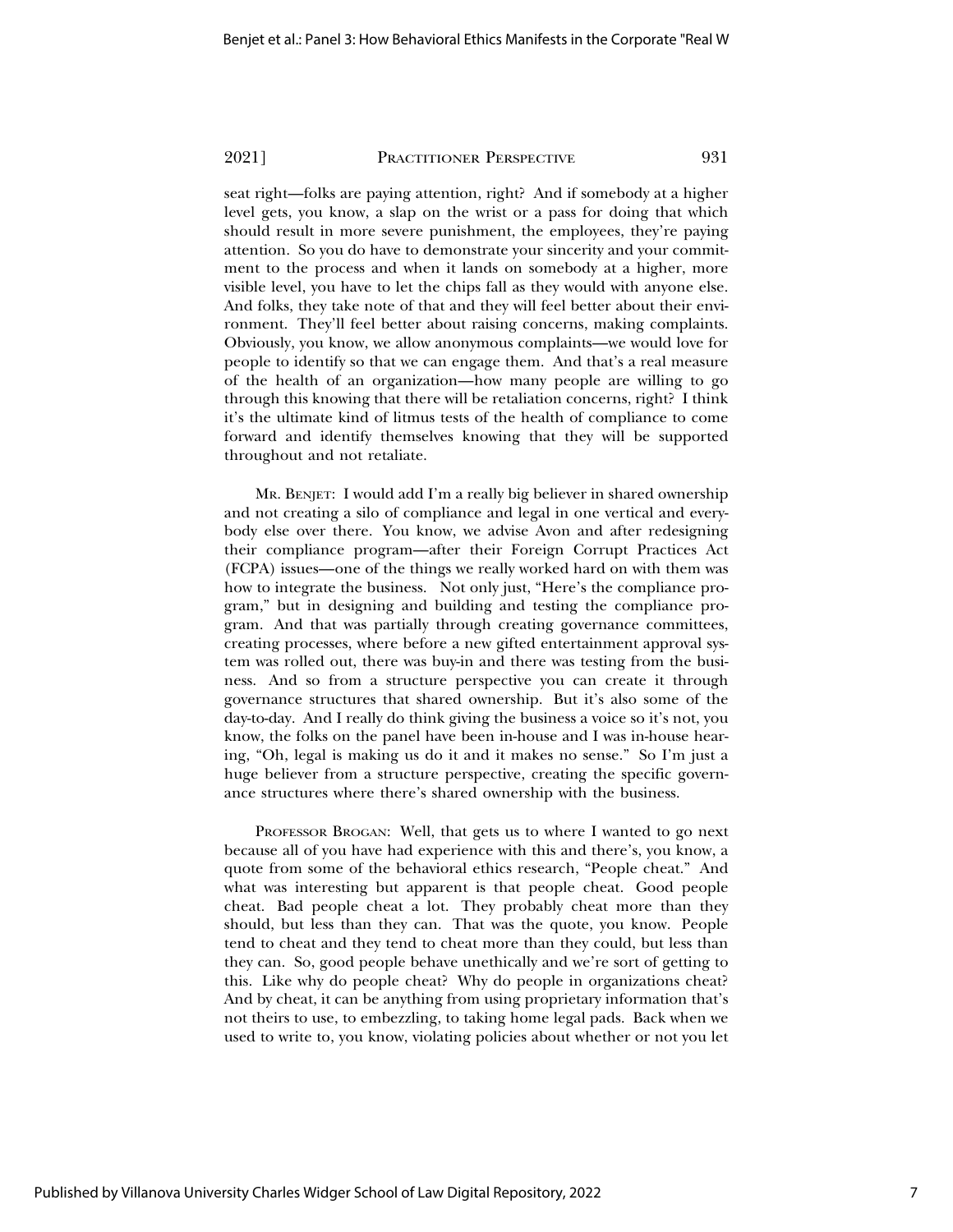seat right—folks are paying attention, right? And if somebody at a higher level gets, you know, a slap on the wrist or a pass for doing that which should result in more severe punishment, the employees, they're paying attention. So you do have to demonstrate your sincerity and your commitment to the process and when it lands on somebody at a higher, more visible level, you have to let the chips fall as they would with anyone else. And folks, they take note of that and they will feel better about their environment. They'll feel better about raising concerns, making complaints. Obviously, you know, we allow anonymous complaints—we would love for people to identify so that we can engage them. And that's a real measure of the health of an organization—how many people are willing to go through this knowing that there will be retaliation concerns, right? I think it's the ultimate kind of litmus tests of the health of compliance to come forward and identify themselves knowing that they will be supported throughout and not retaliate.

MR. BENJET: I would add I'm a really big believer in shared ownership and not creating a silo of compliance and legal in one vertical and everybody else over there. You know, we advise Avon and after redesigning their compliance program—after their Foreign Corrupt Practices Act (FCPA) issues—one of the things we really worked hard on with them was how to integrate the business. Not only just, "Here's the compliance program," but in designing and building and testing the compliance program. And that was partially through creating governance committees, creating processes, where before a new gifted entertainment approval system was rolled out, there was buy-in and there was testing from the business. And so from a structure perspective you can create it through governance structures that shared ownership. But it's also some of the day-to-day. And I really do think giving the business a voice so it's not, you know, the folks on the panel have been in-house and I was in-house hearing, "Oh, legal is making us do it and it makes no sense." So I'm just a huge believer from a structure perspective, creating the specific governance structures where there's shared ownership with the business.

PROFESSOR BROGAN: Well, that gets us to where I wanted to go next because all of you have had experience with this and there's, you know, a quote from some of the behavioral ethics research, "People cheat." And what was interesting but apparent is that people cheat. Good people cheat. Bad people cheat a lot. They probably cheat more than they should, but less than they can. That was the quote, you know. People tend to cheat and they tend to cheat more than they could, but less than they can. So, good people behave unethically and we're sort of getting to this. Like why do people cheat? Why do people in organizations cheat? And by cheat, it can be anything from using proprietary information that's not theirs to use, to embezzling, to taking home legal pads. Back when we used to write to, you know, violating policies about whether or not you let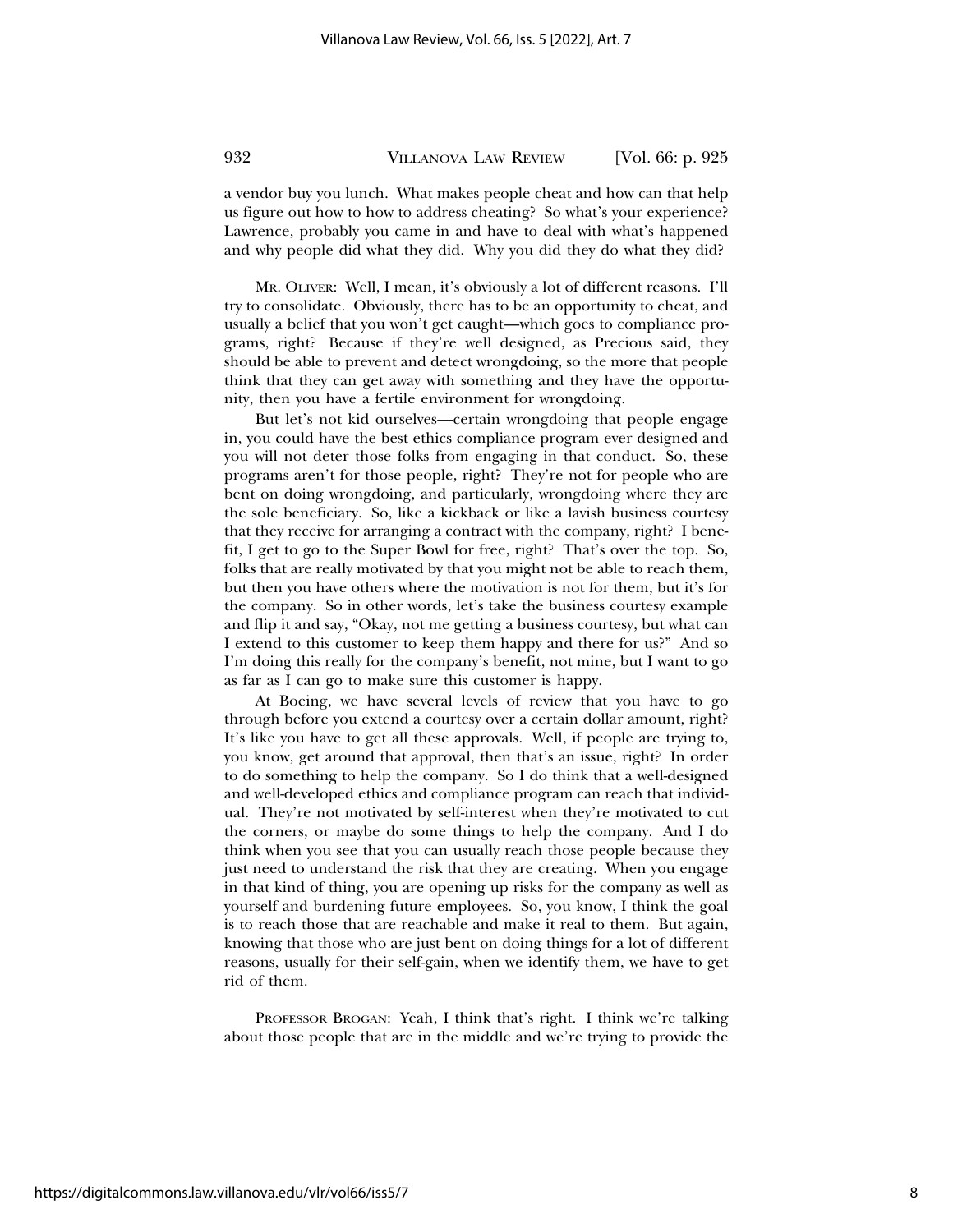a vendor buy you lunch. What makes people cheat and how can that help us figure out how to how to address cheating? So what's your experience? Lawrence, probably you came in and have to deal with what's happened and why people did what they did. Why you did they do what they did?

MR. OLIVER: Well, I mean, it's obviously a lot of different reasons. I'll try to consolidate. Obviously, there has to be an opportunity to cheat, and usually a belief that you won't get caught—which goes to compliance programs, right? Because if they're well designed, as Precious said, they should be able to prevent and detect wrongdoing, so the more that people think that they can get away with something and they have the opportunity, then you have a fertile environment for wrongdoing.

But let's not kid ourselves—certain wrongdoing that people engage in, you could have the best ethics compliance program ever designed and you will not deter those folks from engaging in that conduct. So, these programs aren't for those people, right? They're not for people who are bent on doing wrongdoing, and particularly, wrongdoing where they are the sole beneficiary. So, like a kickback or like a lavish business courtesy that they receive for arranging a contract with the company, right? I benefit, I get to go to the Super Bowl for free, right? That's over the top. So, folks that are really motivated by that you might not be able to reach them, but then you have others where the motivation is not for them, but it's for the company. So in other words, let's take the business courtesy example and flip it and say, "Okay, not me getting a business courtesy, but what can I extend to this customer to keep them happy and there for us?" And so I'm doing this really for the company's benefit, not mine, but I want to go as far as I can go to make sure this customer is happy.

At Boeing, we have several levels of review that you have to go through before you extend a courtesy over a certain dollar amount, right? It's like you have to get all these approvals. Well, if people are trying to, you know, get around that approval, then that's an issue, right? In order to do something to help the company. So I do think that a well-designed and well-developed ethics and compliance program can reach that individual. They're not motivated by self-interest when they're motivated to cut the corners, or maybe do some things to help the company. And I do think when you see that you can usually reach those people because they just need to understand the risk that they are creating. When you engage in that kind of thing, you are opening up risks for the company as well as yourself and burdening future employees. So, you know, I think the goal is to reach those that are reachable and make it real to them. But again, knowing that those who are just bent on doing things for a lot of different reasons, usually for their self-gain, when we identify them, we have to get rid of them.

PROFESSOR BROGAN: Yeah, I think that's right. I think we're talking about those people that are in the middle and we're trying to provide the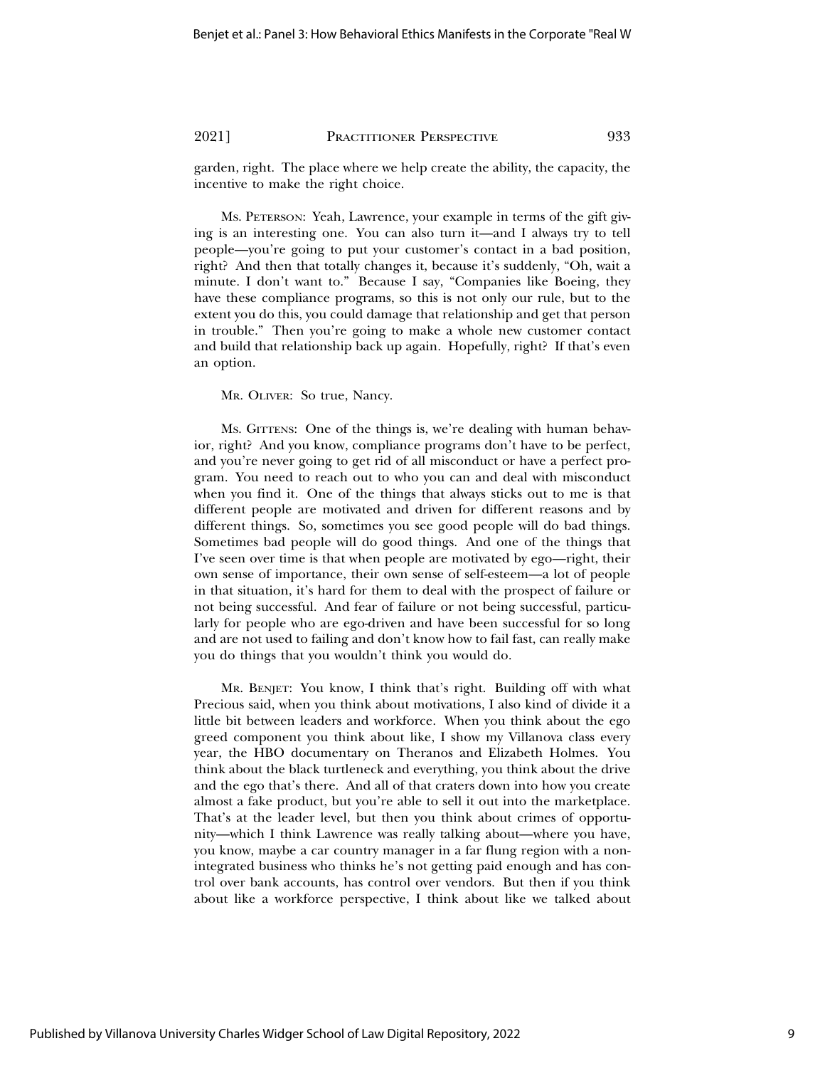garden, right. The place where we help create the ability, the capacity, the incentive to make the right choice.

Ms. Peterson: Yeah, Lawrence, your example in terms of the gift giving is an interesting one. You can also turn it—and I always try to tell people—you're going to put your customer's contact in a bad position, right? And then that totally changes it, because it's suddenly, "Oh, wait a minute. I don't want to." Because I say, "Companies like Boeing, they have these compliance programs, so this is not only our rule, but to the extent you do this, you could damage that relationship and get that person in trouble." Then you're going to make a whole new customer contact and build that relationship back up again. Hopefully, right? If that's even an option.

Mr. Oliver: So true, Nancy.

Ms. Gittens: One of the things is, we're dealing with human behavior, right? And you know, compliance programs don't have to be perfect, and you're never going to get rid of all misconduct or have a perfect program. You need to reach out to who you can and deal with misconduct when you find it. One of the things that always sticks out to me is that different people are motivated and driven for different reasons and by different things. So, sometimes you see good people will do bad things. Sometimes bad people will do good things. And one of the things that I've seen over time is that when people are motivated by ego—right, their own sense of importance, their own sense of self-esteem—a lot of people in that situation, it's hard for them to deal with the prospect of failure or not being successful. And fear of failure or not being successful, particularly for people who are ego-driven and have been successful for so long and are not used to failing and don't know how to fail fast, can really make you do things that you wouldn't think you would do.

Mr. Benjet: You know, I think that's right. Building off with what Precious said, when you think about motivations, I also kind of divide it a little bit between leaders and workforce. When you think about the ego greed component you think about like, I show my Villanova class every year, the HBO documentary on Theranos and Elizabeth Holmes. You think about the black turtleneck and everything, you think about the drive and the ego that's there. And all of that craters down into how you create almost a fake product, but you're able to sell it out into the marketplace. That's at the leader level, but then you think about crimes of opportunity—which I think Lawrence was really talking about—where you have, you know, maybe a car country manager in a far flung region with a non-integrated business who thinks he's not getting paid enough and has control over bank accounts, has control over vendors. But then if you think about like a workforce perspective, I think about like we talked about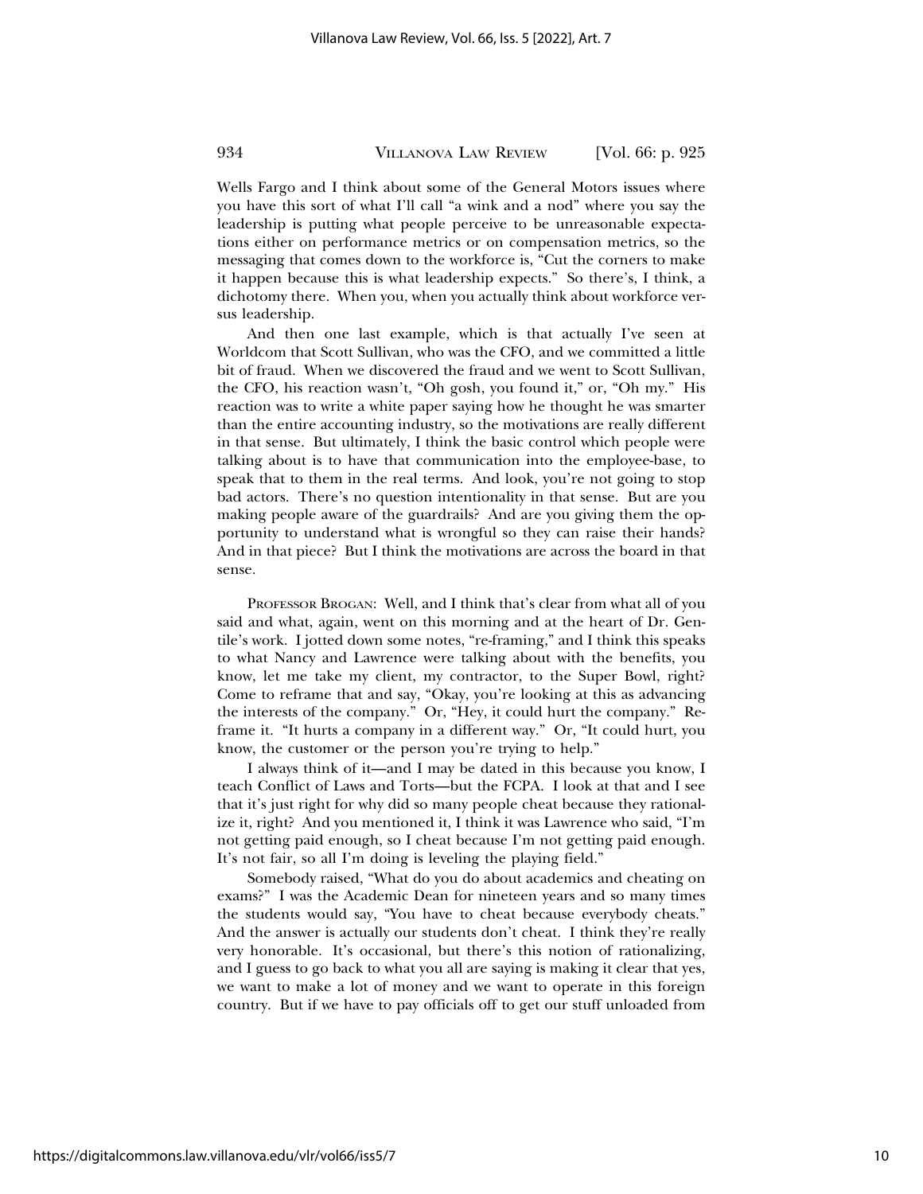Wells Fargo and I think about some of the General Motors issues where you have this sort of what I'll call "a wink and a nod" where you say the leadership is putting what people perceive to be unreasonable expectations either on performance metrics or on compensation metrics, so the messaging that comes down to the workforce is, "Cut the corners to make it happen because this is what leadership expects." So there's, I think, a dichotomy there. When you, when you actually think about workforce versus leadership.

And then one last example, which is that actually I've seen at Worldcom that Scott Sullivan, who was the CFO, and we committed a little bit of fraud. When we discovered the fraud and we went to Scott Sullivan, the CFO, his reaction wasn't, "Oh gosh, you found it," or, "Oh my." His reaction was to write a white paper saying how he thought he was smarter than the entire accounting industry, so the motivations are really different in that sense. But ultimately, I think the basic control which people were talking about is to have that communication into the employee-base, to speak that to them in the real terms. And look, you're not going to stop bad actors. There's no question intentionality in that sense. But are you making people aware of the guardrails? And are you giving them the opportunity to understand what is wrongful so they can raise their hands? And in that piece? But I think the motivations are across the board in that sense.

PROFESSOR BROGAN: Well, and I think that's clear from what all of you said and what, again, went on this morning and at the heart of Dr. Gentile's work. I jotted down some notes, "re-framing," and I think this speaks to what Nancy and Lawrence were talking about with the benefits, you know, let me take my client, my contractor, to the Super Bowl, right? Come to reframe that and say, "Okay, you're looking at this as advancing the interests of the company." Or, "Hey, it could hurt the company." Reframe it. "It hurts a company in a different way." Or, "It could hurt, you know, the customer or the person you're trying to help."

I always think of it—and I may be dated in this because you know, I teach Conflict of Laws and Torts—but the FCPA. I look at that and I see that it's just right for why did so many people cheat because they rationalize it, right? And you mentioned it, I think it was Lawrence who said, "I'm not getting paid enough, so I cheat because I'm not getting paid enough. It's not fair, so all I'm doing is leveling the playing field."

Somebody raised, "What do you do about academics and cheating on exams?" I was the Academic Dean for nineteen years and so many times the students would say, "You have to cheat because everybody cheats." And the answer is actually our students don't cheat. I think they're really very honorable. It's occasional, but there's this notion of rationalizing, and I guess to go back to what you all are saying is making it clear that yes, we want to make a lot of money and we want to operate in this foreign country. But if we have to pay officials off to get our stuff unloaded from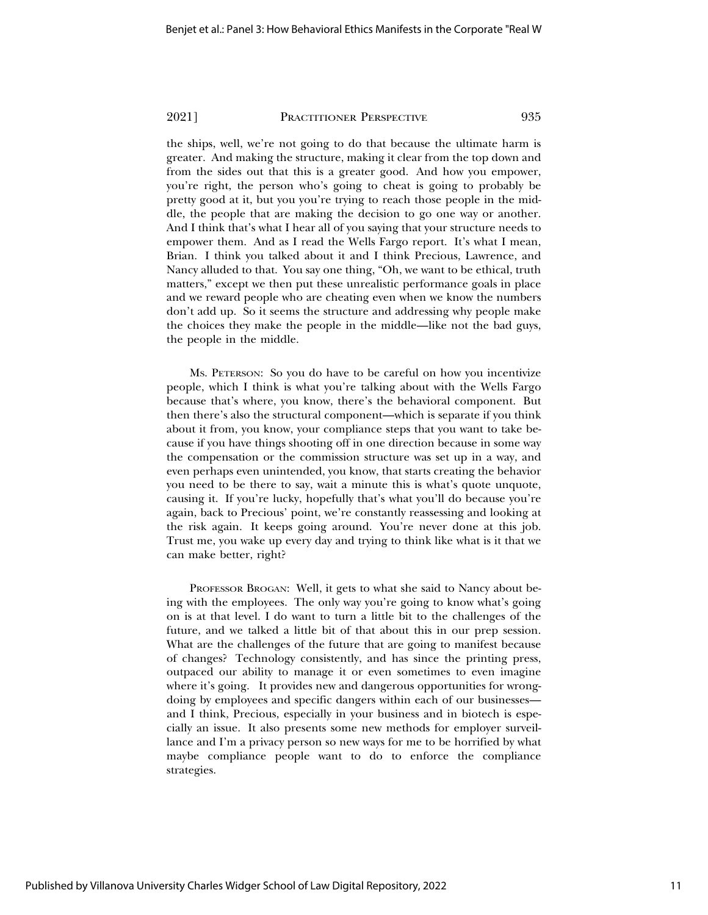the ships, well, we're not going to do that because the ultimate harm is greater. And making the structure, making it clear from the top down and from the sides out that this is a greater good. And how you empower, you're right, the person who's going to cheat is going to probably be pretty good at it, but you you're trying to reach those people in the middle, the people that are making the decision to go one way or another. And I think that's what I hear all of you saying that your structure needs to empower them. And as I read the Wells Fargo report. It's what I mean, Brian. I think you talked about it and I think Precious, Lawrence, and Nancy alluded to that. You say one thing, "Oh, we want to be ethical, truth matters," except we then put these unrealistic performance goals in place and we reward people who are cheating even when we know the numbers don't add up. So it seems the structure and addressing why people make the choices they make the people in the middle—like not the bad guys, the people in the middle.

Ms. Peterson: So you do have to be careful on how you incentivize people, which I think is what you're talking about with the Wells Fargo because that's where, you know, there's the behavioral component. But then there's also the structural component—which is separate if you think about it from, you know, your compliance steps that you want to take because if you have things shooting off in one direction because in some way the compensation or the commission structure was set up in a way, and even perhaps even unintended, you know, that starts creating the behavior you need to be there to say, wait a minute this is what's quote unquote, causing it. If you're lucky, hopefully that's what you'll do because you're again, back to Precious' point, we're constantly reassessing and looking at the risk again. It keeps going around. You're never done at this job. Trust me, you wake up every day and trying to think like what is it that we can make better, right?

Professor Brogan: Well, it gets to what she said to Nancy about being with the employees. The only way you're going to know what's going on is at that level. I do want to turn a little bit to the challenges of the future, and we talked a little bit of that about this in our prep session. What are the challenges of the future that are going to manifest because of changes? Technology consistently, and has since the printing press, outpaced our ability to manage it or even sometimes to even imagine where it's going. It provides new and dangerous opportunities for wrongdoing by employees and specific dangers within each of our businesses—and I think, Precious, especially in your business and in biotech is especially an issue. It also presents some new methods for employer surveillance and I'm a privacy person so new ways for me to be horrified by what maybe compliance people want to do to enforce the compliance strategies.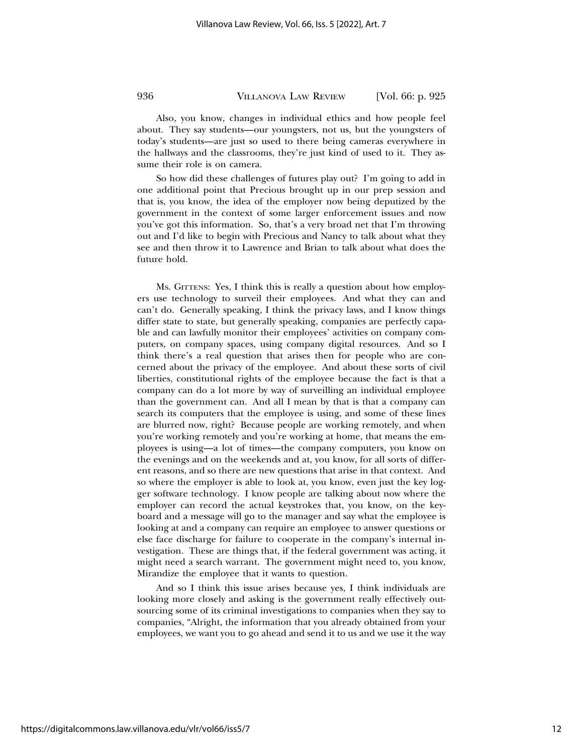Also, you know, changes in individual ethics and how people feel about. They say students—our youngsters, not us, but the youngsters of today's students—are just so used to there being cameras everywhere in the hallways and the classrooms, they're just kind of used to it. They assume their role is on camera.

So how did these challenges of futures play out? I'm going to add in one additional point that Precious brought up in our prep session and that is, you know, the idea of the employer now being deputized by the government in the context of some larger enforcement issues and now you've got this information. So, that's a very broad net that I'm throwing out and I'd like to begin with Precious and Nancy to talk about what they see and then throw it to Lawrence and Brian to talk about what does the future hold.

MS. GITTENS: Yes, I think this is really a question about how employers use technology to surveil their employees. And what they can and can't do. Generally speaking, I think the privacy laws, and I know things differ state to state, but generally speaking, companies are perfectly capable and can lawfully monitor their employees' activities on company computers, on company spaces, using company digital resources. And so I think there's a real question that arises then for people who are concerned about the privacy of the employee. And about these sorts of civil liberties, constitutional rights of the employee because the fact is that a company can do a lot more by way of surveilling an individual employee than the government can. And all I mean by that is that a company can search its computers that the employee is using, and some of these lines are blurred now, right? Because people are working remotely, and when you're working remotely and you're working at home, that means the employees is using—a lot of times—the company computers, you know on the evenings and on the weekends and at, you know, for all sorts of different reasons, and so there are new questions that arise in that context. And so where the employer is able to look at, you know, even just the key logger software technology. I know people are talking about now where the employer can record the actual keystrokes that, you know, on the keyboard and a message will go to the manager and say what the employee is looking at and a company can require an employee to answer questions or else face discharge for failure to cooperate in the company's internal investigation. These are things that, if the federal government was acting, it might need a search warrant. The government might need to, you know, Mirandize the employee that it wants to question.

And so I think this issue arises because yes, I think individuals are looking more closely and asking is the government really effectively outsourcing some of its criminal investigations to companies when they say to companies, "Alright, the information that you already obtained from your employees, we want you to go ahead and send it to us and we use it the way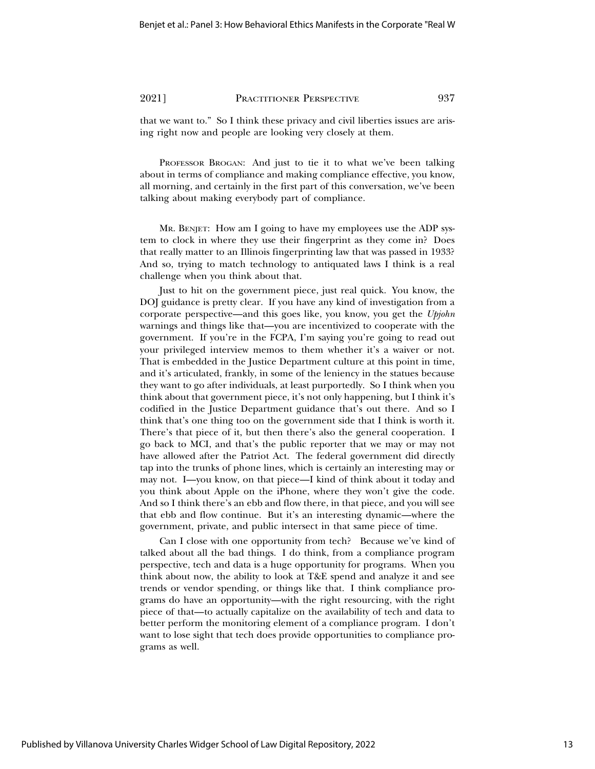that we want to." So I think these privacy and civil liberties issues are arising right now and people are looking very closely at them.

PROFESSOR BROGAN: And just to tie it to what we've been talking about in terms of compliance and making compliance effective, you know, all morning, and certainly in the first part of this conversation, we've been talking about making everybody part of compliance.

MR. BENJET: How am I going to have my employees use the ADP system to clock in where they use their fingerprint as they come in? Does that really matter to an Illinois fingerprinting law that was passed in 1933? And so, trying to match technology to antiquated laws I think is a real challenge when you think about that.

Just to hit on the government piece, just real quick. You know, the DOJ guidance is pretty clear. If you have any kind of investigation from a corporate perspective—and this goes like, you know, you get the *Upjohn* warnings and things like that—you are incentivized to cooperate with the government. If you're in the FCPA, I'm saying you're going to read out your privileged interview memos to them whether it's a waiver or not. That is embedded in the Justice Department culture at this point in time, and it's articulated, frankly, in some of the leniency in the statues because they want to go after individuals, at least purportedly. So I think when you think about that government piece, it's not only happening, but I think it's codified in the Justice Department guidance that's out there. And so I think that's one thing too on the government side that I think is worth it. There's that piece of it, but then there's also the general cooperation. I go back to MCI, and that's the public reporter that we may or may not have allowed after the Patriot Act. The federal government did directly tap into the trunks of phone lines, which is certainly an interesting may or may not. I—you know, on that piece—I kind of think about it today and you think about Apple on the iPhone, where they won't give the code. And so I think there's an ebb and flow there, in that piece, and you will see that ebb and flow continue. But it's an interesting dynamic—where the government, private, and public intersect in that same piece of time.

Can I close with one opportunity from tech? Because we've kind of talked about all the bad things. I do think, from a compliance program perspective, tech and data is a huge opportunity for programs. When you think about now, the ability to look at T&E spend and analyze it and see trends or vendor spending, or things like that. I think compliance programs do have an opportunity—with the right resourcing, with the right piece of that—to actually capitalize on the availability of tech and data to better perform the monitoring element of a compliance program. I don't want to lose sight that tech does provide opportunities to compliance programs as well.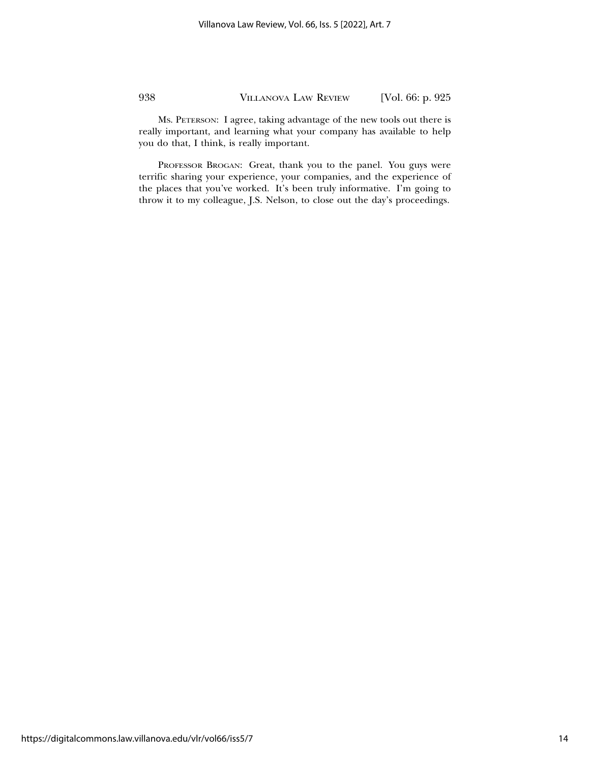MS. PETERSON: I agree, taking advantage of the new tools out there is really important, and learning what your company has available to help you do that, I think, is really important.

PROFESSOR BROGAN: Great, thank you to the panel. You guys were terrific sharing your experience, your companies, and the experience of the places that you've worked. It's been truly informative. I'm going to throw it to my colleague, J.S. Nelson, to close out the day's proceedings.